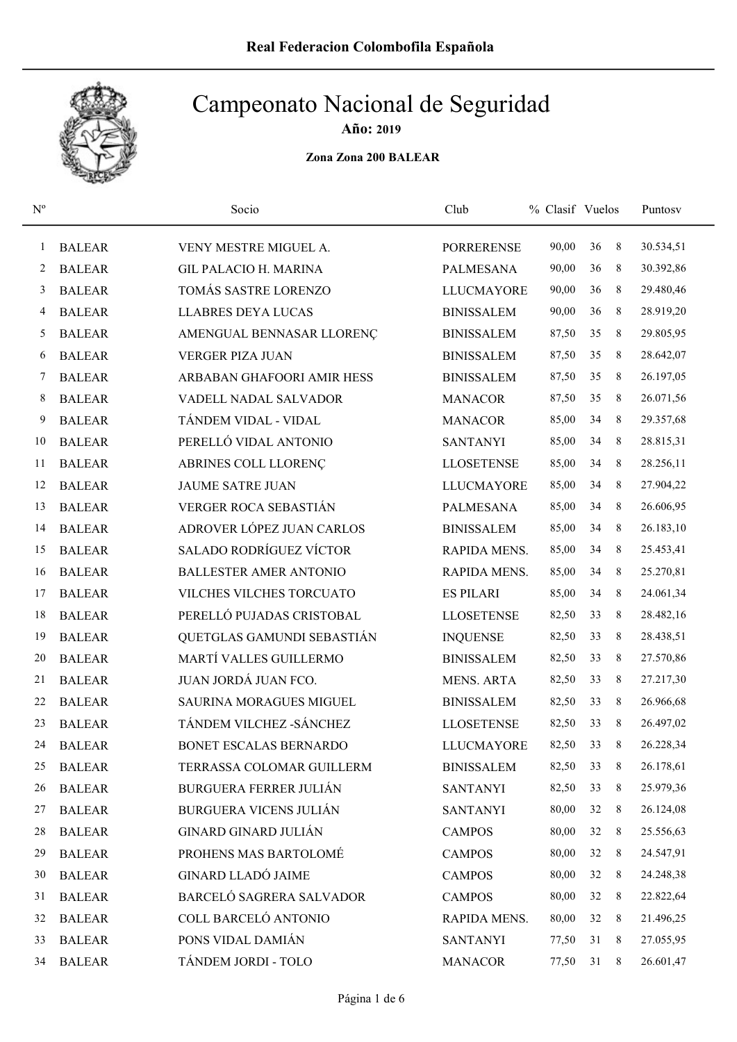Real Federacion Colombofila Española

# Campeonato Nacional de Seguridad

**Año:** 2019

**Zona Zona 200 BALEAR**

| Nº | | Socio | Club | % | Clasif | Vuelos | Puntosv |
|---|---|---|---|---|---|---|---|
| 1 | BALEAR | VENY MESTRE MIGUEL A. | PORRERENSE | 90,00 | 36 | 8 | 30.534,51 |
| 2 | BALEAR | GIL PALACIO H. MARINA | PALMESANA | 90,00 | 36 | 8 | 30.392,86 |
| 3 | BALEAR | TOMÁS SASTRE LORENZO | LLUCMAYORE | 90,00 | 36 | 8 | 29.480,46 |
| 4 | BALEAR | LLABRES DEYA LUCAS | BINISSALEM | 90,00 | 36 | 8 | 28.919,20 |
| 5 | BALEAR | AMENGUAL BENNASAR LLORENÇ | BINISSALEM | 87,50 | 35 | 8 | 29.805,95 |
| 6 | BALEAR | VERGER PIZA JUAN | BINISSALEM | 87,50 | 35 | 8 | 28.642,07 |
| 7 | BALEAR | ARBABAN GHAFOORI AMIR HESS | BINISSALEM | 87,50 | 35 | 8 | 26.197,05 |
| 8 | BALEAR | VADELL NADAL SALVADOR | MANACOR | 87,50 | 35 | 8 | 26.071,56 |
| 9 | BALEAR | TÁNDEM VIDAL - VIDAL | MANACOR | 85,00 | 34 | 8 | 29.357,68 |
| 10 | BALEAR | PERELLÓ VIDAL ANTONIO | SANTANYI | 85,00 | 34 | 8 | 28.815,31 |
| 11 | BALEAR | ABRINES COLL LLORENÇ | LLOSETENSE | 85,00 | 34 | 8 | 28.256,11 |
| 12 | BALEAR | JAUME SATRE JUAN | LLUCMAYORE | 85,00 | 34 | 8 | 27.904,22 |
| 13 | BALEAR | VERGER ROCA SEBASTIÁN | PALMESANA | 85,00 | 34 | 8 | 26.606,95 |
| 14 | BALEAR | ADROVER LÓPEZ JUAN CARLOS | BINISSALEM | 85,00 | 34 | 8 | 26.183,10 |
| 15 | BALEAR | SALADO RODRÍGUEZ VÍCTOR | RAPIDA MENS. | 85,00 | 34 | 8 | 25.453,41 |
| 16 | BALEAR | BALLESTER AMER ANTONIO | RAPIDA MENS. | 85,00 | 34 | 8 | 25.270,81 |
| 17 | BALEAR | VILCHES VILCHES TORCUATO | ES PILARI | 85,00 | 34 | 8 | 24.061,34 |
| 18 | BALEAR | PERELLÓ PUJADAS CRISTOBAL | LLOSETENSE | 82,50 | 33 | 8 | 28.482,16 |
| 19 | BALEAR | QUETGLAS GAMUNDI SEBASTIÁN | INQUENSE | 82,50 | 33 | 8 | 28.438,51 |
| 20 | BALEAR | MARTÍ VALLES GUILLERMO | BINISSALEM | 82,50 | 33 | 8 | 27.570,86 |
| 21 | BALEAR | JUAN JORDÁ JUAN FCO. | MENS. ARTA | 82,50 | 33 | 8 | 27.217,30 |
| 22 | BALEAR | SAURINA MORAGUES MIGUEL | BINISSALEM | 82,50 | 33 | 8 | 26.966,68 |
| 23 | BALEAR | TÁNDEM VILCHEZ -SÁNCHEZ | LLOSETENSE | 82,50 | 33 | 8 | 26.497,02 |
| 24 | BALEAR | BONET ESCALAS BERNARDO | LLUCMAYORE | 82,50 | 33 | 8 | 26.228,34 |
| 25 | BALEAR | TERRASSA COLOMAR GUILLERM | BINISSALEM | 82,50 | 33 | 8 | 26.178,61 |
| 26 | BALEAR | BURGUERA FERRER JULIÁN | SANTANYI | 82,50 | 33 | 8 | 25.979,36 |
| 27 | BALEAR | BURGUERA VICENS JULIÁN | SANTANYI | 80,00 | 32 | 8 | 26.124,08 |
| 28 | BALEAR | GINARD GINARD JULIÁN | CAMPOS | 80,00 | 32 | 8 | 25.556,63 |
| 29 | BALEAR | PROHENS MAS BARTOLOMÉ | CAMPOS | 80,00 | 32 | 8 | 24.547,91 |
| 30 | BALEAR | GINARD LLADÓ JAIME | CAMPOS | 80,00 | 32 | 8 | 24.248,38 |
| 31 | BALEAR | BARCELÓ SAGRERA SALVADOR | CAMPOS | 80,00 | 32 | 8 | 22.822,64 |
| 32 | BALEAR | COLL BARCELÓ ANTONIO | RAPIDA MENS. | 80,00 | 32 | 8 | 21.496,25 |
| 33 | BALEAR | PONS VIDAL DAMIÁN | SANTANYI | 77,50 | 31 | 8 | 27.055,95 |
| 34 | BALEAR | TÁNDEM JORDI - TOLO | MANACOR | 77,50 | 31 | 8 | 26.601,47 |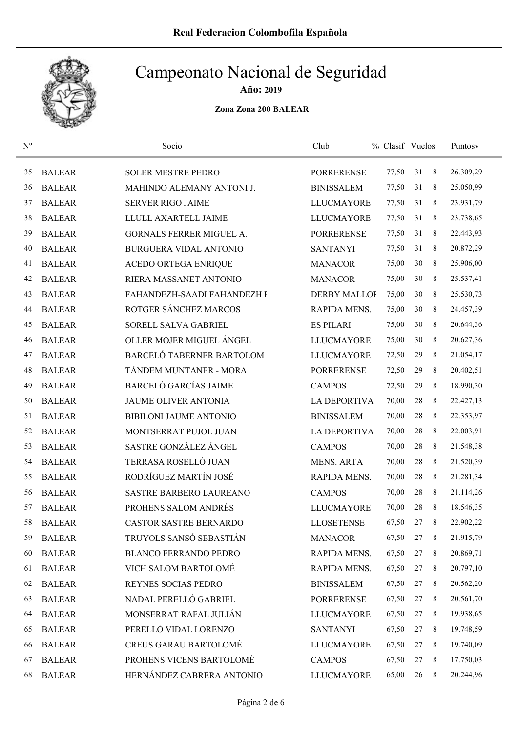# Campeonato Nacional de Seguridad

**Año: 2019**

**Zona Zona 200 BALEAR**

| Nº | | Socio | Club | % | Clasif | Vuelos | Puntosv |
|---|---|---|---|---|---|---|---|
| 35 | BALEAR | SOLER MESTRE PEDRO | PORRERENSE | 77,50 | 31 | 8 | 26.309,29 |
| 36 | BALEAR | MAHINDO ALEMANY ANTONI J. | BINISSALEM | 77,50 | 31 | 8 | 25.050,99 |
| 37 | BALEAR | SERVER RIGO JAIME | LLUCMAYORE | 77,50 | 31 | 8 | 23.931,79 |
| 38 | BALEAR | LLULL AXARTELL JAIME | LLUCMAYORE | 77,50 | 31 | 8 | 23.738,65 |
| 39 | BALEAR | GORNALS FERRER MIGUEL A. | PORRERENSE | 77,50 | 31 | 8 | 22.443,93 |
| 40 | BALEAR | BURGUERA VIDAL ANTONIO | SANTANYI | 77,50 | 31 | 8 | 20.872,29 |
| 41 | BALEAR | ACEDO ORTEGA ENRIQUE | MANACOR | 75,00 | 30 | 8 | 25.906,00 |
| 42 | BALEAR | RIERA MASSANET ANTONIO | MANACOR | 75,00 | 30 | 8 | 25.537,41 |
| 43 | BALEAR | FAHANDEZH-SAADI FAHANDEZH I | DERBY MALLOI | 75,00 | 30 | 8 | 25.530,73 |
| 44 | BALEAR | ROTGER SÁNCHEZ MARCOS | RAPIDA MENS. | 75,00 | 30 | 8 | 24.457,39 |
| 45 | BALEAR | SORELL SALVA GABRIEL | ES PILARI | 75,00 | 30 | 8 | 20.644,36 |
| 46 | BALEAR | OLLER MOJER MIGUEL ÁNGEL | LLUCMAYORE | 75,00 | 30 | 8 | 20.627,36 |
| 47 | BALEAR | BARCELÓ TABERNER BARTOLOM | LLUCMAYORE | 72,50 | 29 | 8 | 21.054,17 |
| 48 | BALEAR | TÁNDEM MUNTANER - MORA | PORRERENSE | 72,50 | 29 | 8 | 20.402,51 |
| 49 | BALEAR | BARCELÓ GARCÍAS JAIME | CAMPOS | 72,50 | 29 | 8 | 18.990,30 |
| 50 | BALEAR | JAUME OLIVER ANTONIA | LA DEPORTIVA | 70,00 | 28 | 8 | 22.427,13 |
| 51 | BALEAR | BIBILONI JAUME ANTONIO | BINISSALEM | 70,00 | 28 | 8 | 22.353,97 |
| 52 | BALEAR | MONTSERRAT PUJOL JUAN | LA DEPORTIVA | 70,00 | 28 | 8 | 22.003,91 |
| 53 | BALEAR | SASTRE GONZÁLEZ ÁNGEL | CAMPOS | 70,00 | 28 | 8 | 21.548,38 |
| 54 | BALEAR | TERRASA ROSELLÓ JUAN | MENS. ARTA | 70,00 | 28 | 8 | 21.520,39 |
| 55 | BALEAR | RODRÍGUEZ MARTÍN JOSÉ | RAPIDA MENS. | 70,00 | 28 | 8 | 21.281,34 |
| 56 | BALEAR | SASTRE BARBERO LAUREANO | CAMPOS | 70,00 | 28 | 8 | 21.114,26 |
| 57 | BALEAR | PROHENS SALOM ANDRÉS | LLUCMAYORE | 70,00 | 28 | 8 | 18.546,35 |
| 58 | BALEAR | CASTOR SASTRE BERNARDO | LLOSETENSE | 67,50 | 27 | 8 | 22.902,22 |
| 59 | BALEAR | TRUYOLS SANSÓ SEBASTIÁN | MANACOR | 67,50 | 27 | 8 | 21.915,79 |
| 60 | BALEAR | BLANCO FERRANDO PEDRO | RAPIDA MENS. | 67,50 | 27 | 8 | 20.869,71 |
| 61 | BALEAR | VICH SALOM BARTOLOMÉ | RAPIDA MENS. | 67,50 | 27 | 8 | 20.797,10 |
| 62 | BALEAR | REYNES SOCIAS PEDRO | BINISSALEM | 67,50 | 27 | 8 | 20.562,20 |
| 63 | BALEAR | NADAL PERELLÓ GABRIEL | PORRERENSE | 67,50 | 27 | 8 | 20.561,70 |
| 64 | BALEAR | MONSERRAT RAFAL JULIÁN | LLUCMAYORE | 67,50 | 27 | 8 | 19.938,65 |
| 65 | BALEAR | PERELLÓ VIDAL LORENZO | SANTANYI | 67,50 | 27 | 8 | 19.748,59 |
| 66 | BALEAR | CREUS GARAU BARTOLOMÉ | LLUCMAYORE | 67,50 | 27 | 8 | 19.740,09 |
| 67 | BALEAR | PROHENS VICENS BARTOLOMÉ | CAMPOS | 67,50 | 27 | 8 | 17.750,03 |
| 68 | BALEAR | HERNÁNDEZ CABRERA ANTONIO | LLUCMAYORE | 65,00 | 26 | 8 | 20.244,96 |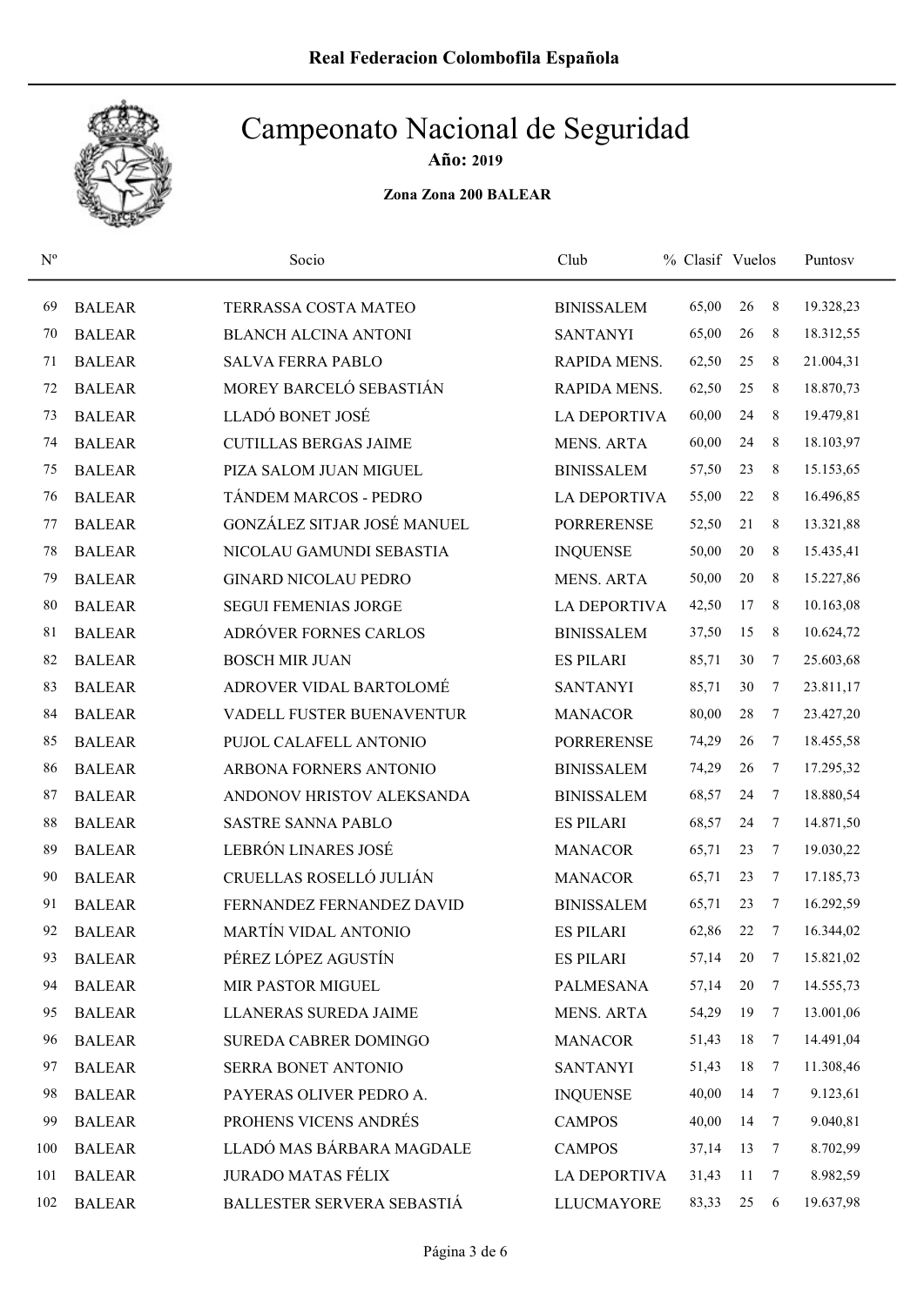# Real Federacion Colombofila Española

## Campeonato Nacional de Seguridad

**Año:** 2019

**Zona Zona 200 BALEAR**

| Nº | | Socio | Club | % Clasif | Vuelos | | Puntosv |
|---|---|---|---|---|---|---|---|
| 69 | BALEAR | TERRASSA COSTA MATEO | BINISSALEM | 65,00 | 26 | 8 | 19.328,23 |
| 70 | BALEAR | BLANCH ALCINA ANTONI | SANTANYI | 65,00 | 26 | 8 | 18.312,55 |
| 71 | BALEAR | SALVA FERRA PABLO | RAPIDA MENS. | 62,50 | 25 | 8 | 21.004,31 |
| 72 | BALEAR | MOREY BARCELÓ SEBASTIÁN | RAPIDA MENS. | 62,50 | 25 | 8 | 18.870,73 |
| 73 | BALEAR | LLADÓ BONET JOSÉ | LA DEPORTIVA | 60,00 | 24 | 8 | 19.479,81 |
| 74 | BALEAR | CUTILLAS BERGAS JAIME | MENS. ARTA | 60,00 | 24 | 8 | 18.103,97 |
| 75 | BALEAR | PIZA SALOM JUAN MIGUEL | BINISSALEM | 57,50 | 23 | 8 | 15.153,65 |
| 76 | BALEAR | TÁNDEM MARCOS - PEDRO | LA DEPORTIVA | 55,00 | 22 | 8 | 16.496,85 |
| 77 | BALEAR | GONZÁLEZ SITJAR JOSÉ MANUEL | PORRERENSE | 52,50 | 21 | 8 | 13.321,88 |
| 78 | BALEAR | NICOLAU GAMUNDI SEBASTIA | INQUENSE | 50,00 | 20 | 8 | 15.435,41 |
| 79 | BALEAR | GINARD NICOLAU PEDRO | MENS. ARTA | 50,00 | 20 | 8 | 15.227,86 |
| 80 | BALEAR | SEGUI FEMENIAS JORGE | LA DEPORTIVA | 42,50 | 17 | 8 | 10.163,08 |
| 81 | BALEAR | ADRÓVER FORNES CARLOS | BINISSALEM | 37,50 | 15 | 8 | 10.624,72 |
| 82 | BALEAR | BOSCH MIR JUAN | ES PILARI | 85,71 | 30 | 7 | 25.603,68 |
| 83 | BALEAR | ADROVER VIDAL BARTOLOMÉ | SANTANYI | 85,71 | 30 | 7 | 23.811,17 |
| 84 | BALEAR | VADELL FUSTER BUENAVENTUR | MANACOR | 80,00 | 28 | 7 | 23.427,20 |
| 85 | BALEAR | PUJOL CALAFELL ANTONIO | PORRERENSE | 74,29 | 26 | 7 | 18.455,58 |
| 86 | BALEAR | ARBONA FORNERS ANTONIO | BINISSALEM | 74,29 | 26 | 7 | 17.295,32 |
| 87 | BALEAR | ANDONOV HRISTOV ALEKSANDA | BINISSALEM | 68,57 | 24 | 7 | 18.880,54 |
| 88 | BALEAR | SASTRE SANNA PABLO | ES PILARI | 68,57 | 24 | 7 | 14.871,50 |
| 89 | BALEAR | LEBRÓN LINARES JOSÉ | MANACOR | 65,71 | 23 | 7 | 19.030,22 |
| 90 | BALEAR | CRUELLAS ROSELLÓ JULIÁN | MANACOR | 65,71 | 23 | 7 | 17.185,73 |
| 91 | BALEAR | FERNANDEZ FERNANDEZ DAVID | BINISSALEM | 65,71 | 23 | 7 | 16.292,59 |
| 92 | BALEAR | MARTÍN VIDAL ANTONIO | ES PILARI | 62,86 | 22 | 7 | 16.344,02 |
| 93 | BALEAR | PÉREZ LÓPEZ AGUSTÍN | ES PILARI | 57,14 | 20 | 7 | 15.821,02 |
| 94 | BALEAR | MIR PASTOR MIGUEL | PALMESANA | 57,14 | 20 | 7 | 14.555,73 |
| 95 | BALEAR | LLANERAS SUREDA JAIME | MENS. ARTA | 54,29 | 19 | 7 | 13.001,06 |
| 96 | BALEAR | SUREDA CABRER DOMINGO | MANACOR | 51,43 | 18 | 7 | 14.491,04 |
| 97 | BALEAR | SERRA BONET ANTONIO | SANTANYI | 51,43 | 18 | 7 | 11.308,46 |
| 98 | BALEAR | PAYERAS OLIVER PEDRO A. | INQUENSE | 40,00 | 14 | 7 | 9.123,61 |
| 99 | BALEAR | PROHENS VICENS ANDRÉS | CAMPOS | 40,00 | 14 | 7 | 9.040,81 |
| 100 | BALEAR | LLADÓ MAS BÁRBARA MAGDALE | CAMPOS | 37,14 | 13 | 7 | 8.702,99 |
| 101 | BALEAR | JURADO MATAS FÉLIX | LA DEPORTIVA | 31,43 | 11 | 7 | 8.982,59 |
| 102 | BALEAR | BALLESTER SERVERA SEBASTIÁ | LLUCMAYORE | 83,33 | 25 | 6 | 19.637,98 |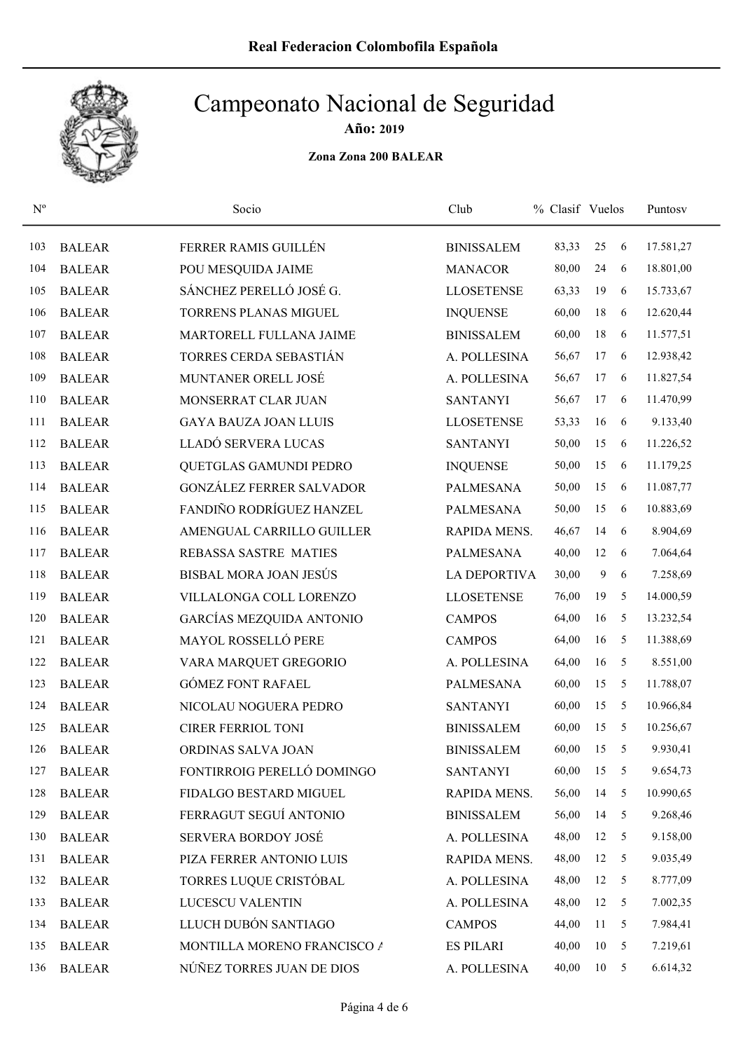# Campeonato Nacional de Seguridad

**Año: 2019**

**Zona Zona 200 BALEAR**

| Nº | | Socio | Club | % Clasif | | Vuelos | Puntosv |
|---|---|---|---|---|---|---|---|
| 103 | BALEAR | FERRER RAMIS GUILLÉN | BINISSALEM | 83,33 | 25 | 6 | 17.581,27 |
| 104 | BALEAR | POU MESQUIDA JAIME | MANACOR | 80,00 | 24 | 6 | 18.801,00 |
| 105 | BALEAR | SÁNCHEZ PERELLÓ JOSÉ G. | LLOSETENSE | 63,33 | 19 | 6 | 15.733,67 |
| 106 | BALEAR | TORRENS PLANAS MIGUEL | INQUENSE | 60,00 | 18 | 6 | 12.620,44 |
| 107 | BALEAR | MARTORELL FULLANA JAIME | BINISSALEM | 60,00 | 18 | 6 | 11.577,51 |
| 108 | BALEAR | TORRES CERDA SEBASTIÁN | A. POLLESINA | 56,67 | 17 | 6 | 12.938,42 |
| 109 | BALEAR | MUNTANER ORELL JOSÉ | A. POLLESINA | 56,67 | 17 | 6 | 11.827,54 |
| 110 | BALEAR | MONSERRAT CLAR JUAN | SANTANYI | 56,67 | 17 | 6 | 11.470,99 |
| 111 | BALEAR | GAYA BAUZA JOAN LLUIS | LLOSETENSE | 53,33 | 16 | 6 | 9.133,40 |
| 112 | BALEAR | LLADÓ SERVERA LUCAS | SANTANYI | 50,00 | 15 | 6 | 11.226,52 |
| 113 | BALEAR | QUETGLAS GAMUNDI PEDRO | INQUENSE | 50,00 | 15 | 6 | 11.179,25 |
| 114 | BALEAR | GONZÁLEZ FERRER SALVADOR | PALMESANA | 50,00 | 15 | 6 | 11.087,77 |
| 115 | BALEAR | FANDIÑO RODRÍGUEZ HANZEL | PALMESANA | 50,00 | 15 | 6 | 10.883,69 |
| 116 | BALEAR | AMENGUAL CARRILLO GUILLER | RAPIDA MENS. | 46,67 | 14 | 6 | 8.904,69 |
| 117 | BALEAR | REBASSA SASTRE MATIES | PALMESANA | 40,00 | 12 | 6 | 7.064,64 |
| 118 | BALEAR | BISBAL MORA JOAN JESÚS | LA DEPORTIVA | 30,00 | 9 | 6 | 7.258,69 |
| 119 | BALEAR | VILLALONGA COLL LORENZO | LLOSETENSE | 76,00 | 19 | 5 | 14.000,59 |
| 120 | BALEAR | GARCÍAS MEZQUIDA ANTONIO | CAMPOS | 64,00 | 16 | 5 | 13.232,54 |
| 121 | BALEAR | MAYOL ROSSELLÓ PERE | CAMPOS | 64,00 | 16 | 5 | 11.388,69 |
| 122 | BALEAR | VARA MARQUET GREGORIO | A. POLLESINA | 64,00 | 16 | 5 | 8.551,00 |
| 123 | BALEAR | GÓMEZ FONT RAFAEL | PALMESANA | 60,00 | 15 | 5 | 11.788,07 |
| 124 | BALEAR | NICOLAU NOGUERA PEDRO | SANTANYI | 60,00 | 15 | 5 | 10.966,84 |
| 125 | BALEAR | CIRER FERRIOL TONI | BINISSALEM | 60,00 | 15 | 5 | 10.256,67 |
| 126 | BALEAR | ORDINAS SALVA JOAN | BINISSALEM | 60,00 | 15 | 5 | 9.930,41 |
| 127 | BALEAR | FONTIRROIG PERELLÓ DOMINGO | SANTANYI | 60,00 | 15 | 5 | 9.654,73 |
| 128 | BALEAR | FIDALGO BESTARD MIGUEL | RAPIDA MENS. | 56,00 | 14 | 5 | 10.990,65 |
| 129 | BALEAR | FERRAGUT SEGUÍ ANTONIO | BINISSALEM | 56,00 | 14 | 5 | 9.268,46 |
| 130 | BALEAR | SERVERA BORDOY JOSÉ | A. POLLESINA | 48,00 | 12 | 5 | 9.158,00 |
| 131 | BALEAR | PIZA FERRER ANTONIO LUIS | RAPIDA MENS. | 48,00 | 12 | 5 | 9.035,49 |
| 132 | BALEAR | TORRES LUQUE CRISTÓBAL | A. POLLESINA | 48,00 | 12 | 5 | 8.777,09 |
| 133 | BALEAR | LUCESCU VALENTIN | A. POLLESINA | 48,00 | 12 | 5 | 7.002,35 |
| 134 | BALEAR | LLUCH DUBÓN SANTIAGO | CAMPOS | 44,00 | 11 | 5 | 7.984,41 |
| 135 | BALEAR | MONTILLA MORENO FRANCISCO A | ES PILARI | 40,00 | 10 | 5 | 7.219,61 |
| 136 | BALEAR | NÚÑEZ TORRES JUAN DE DIOS | A. POLLESINA | 40,00 | 10 | 5 | 6.614,32 |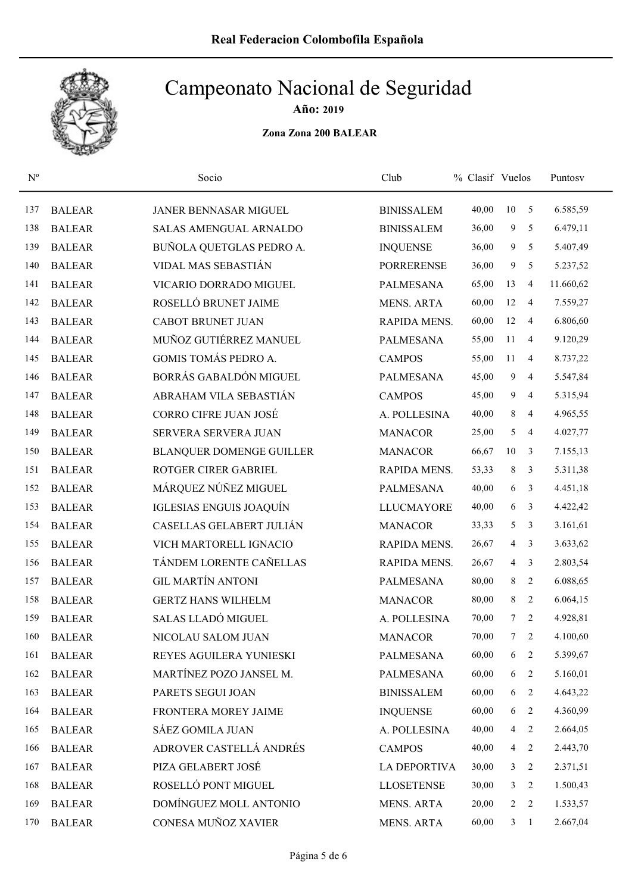Real Federacion Colombofila Española

# Campeonato Nacional de Seguridad

**Año: 2019**

**Zona Zona 200 BALEAR**

| Nº | | Socio | Club | % | Clasif | Vuelos | Puntosv |
|---|---|---|---|---|---|---|---|
| 137 | BALEAR | JANER BENNASAR MIGUEL | BINISSALEM | 40,00 | 10 | 5 | 6.585,59 |
| 138 | BALEAR | SALAS AMENGUAL ARNALDO | BINISSALEM | 36,00 | 9 | 5 | 6.479,11 |
| 139 | BALEAR | BUÑOLA QUETGLAS PEDRO A. | INQUENSE | 36,00 | 9 | 5 | 5.407,49 |
| 140 | BALEAR | VIDAL MAS SEBASTIÁN | PORRERENSE | 36,00 | 9 | 5 | 5.237,52 |
| 141 | BALEAR | VICARIO DORRADO MIGUEL | PALMESANA | 65,00 | 13 | 4 | 11.660,62 |
| 142 | BALEAR | ROSELLÓ BRUNET JAIME | MENS. ARTA | 60,00 | 12 | 4 | 7.559,27 |
| 143 | BALEAR | CABOT BRUNET JUAN | RAPIDA MENS. | 60,00 | 12 | 4 | 6.806,60 |
| 144 | BALEAR | MUÑOZ GUTIÉRREZ MANUEL | PALMESANA | 55,00 | 11 | 4 | 9.120,29 |
| 145 | BALEAR | GOMIS TOMÁS PEDRO A. | CAMPOS | 55,00 | 11 | 4 | 8.737,22 |
| 146 | BALEAR | BORRÁS GABALDÓN MIGUEL | PALMESANA | 45,00 | 9 | 4 | 5.547,84 |
| 147 | BALEAR | ABRAHAM VILA SEBASTIÁN | CAMPOS | 45,00 | 9 | 4 | 5.315,94 |
| 148 | BALEAR | CORRO CIFRE JUAN JOSÉ | A. POLLESINA | 40,00 | 8 | 4 | 4.965,55 |
| 149 | BALEAR | SERVERA SERVERA JUAN | MANACOR | 25,00 | 5 | 4 | 4.027,77 |
| 150 | BALEAR | BLANQUER DOMENGE GUILLER | MANACOR | 66,67 | 10 | 3 | 7.155,13 |
| 151 | BALEAR | ROTGER CIRER GABRIEL | RAPIDA MENS. | 53,33 | 8 | 3 | 5.311,38 |
| 152 | BALEAR | MÁRQUEZ NÚÑEZ MIGUEL | PALMESANA | 40,00 | 6 | 3 | 4.451,18 |
| 153 | BALEAR | IGLESIAS ENGUIS JOAQUÍN | LLUCMAYORE | 40,00 | 6 | 3 | 4.422,42 |
| 154 | BALEAR | CASELLAS GELABERT JULIÁN | MANACOR | 33,33 | 5 | 3 | 3.161,61 |
| 155 | BALEAR | VICH MARTORELL IGNACIO | RAPIDA MENS. | 26,67 | 4 | 3 | 3.633,62 |
| 156 | BALEAR | TÁNDEM LORENTE CAÑELLAS | RAPIDA MENS. | 26,67 | 4 | 3 | 2.803,54 |
| 157 | BALEAR | GIL MARTÍN ANTONI | PALMESANA | 80,00 | 8 | 2 | 6.088,65 |
| 158 | BALEAR | GERTZ HANS WILHELM | MANACOR | 80,00 | 8 | 2 | 6.064,15 |
| 159 | BALEAR | SALAS LLADÓ MIGUEL | A. POLLESINA | 70,00 | 7 | 2 | 4.928,81 |
| 160 | BALEAR | NICOLAU SALOM JUAN | MANACOR | 70,00 | 7 | 2 | 4.100,60 |
| 161 | BALEAR | REYES AGUILERA YUNIESKI | PALMESANA | 60,00 | 6 | 2 | 5.399,67 |
| 162 | BALEAR | MARTÍNEZ POZO JANSEL M. | PALMESANA | 60,00 | 6 | 2 | 5.160,01 |
| 163 | BALEAR | PARETS SEGUI JOAN | BINISSALEM | 60,00 | 6 | 2 | 4.643,22 |
| 164 | BALEAR | FRONTERA MOREY JAIME | INQUENSE | 60,00 | 6 | 2 | 4.360,99 |
| 165 | BALEAR | SÁEZ GOMILA JUAN | A. POLLESINA | 40,00 | 4 | 2 | 2.664,05 |
| 166 | BALEAR | ADROVER CASTELLÁ ANDRÉS | CAMPOS | 40,00 | 4 | 2 | 2.443,70 |
| 167 | BALEAR | PIZA GELABERT JOSÉ | LA DEPORTIVA | 30,00 | 3 | 2 | 2.371,51 |
| 168 | BALEAR | ROSELLÓ PONT MIGUEL | LLOSETENSE | 30,00 | 3 | 2 | 1.500,43 |
| 169 | BALEAR | DOMÍNGUEZ MOLL ANTONIO | MENS. ARTA | 20,00 | 2 | 2 | 1.533,57 |
| 170 | BALEAR | CONESA MUÑOZ XAVIER | MENS. ARTA | 60,00 | 3 | 1 | 2.667,04 |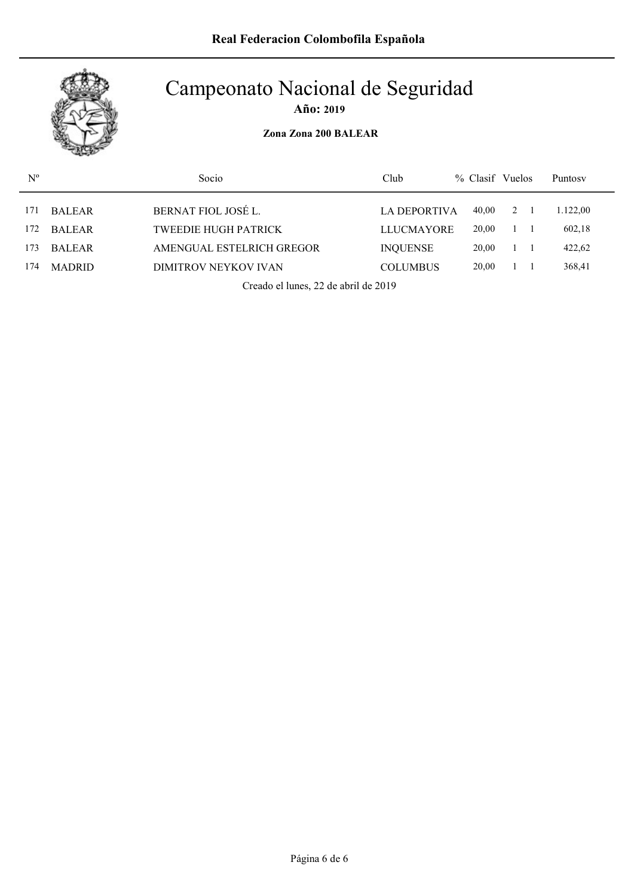**Real Federacion Colombofila Española**

# Campeonato Nacional de Seguridad

**Año: 2019**

**Zona Zona 200 BALEAR**

| Nº | | Socio | Club | % Clasif | Vuelos | | Puntosv |
|---|---|---|---|---|---|---|---|
| 171 | BALEAR | BERNAT FIOL JOSÉ L. | LA DEPORTIVA | 40,00 | 2 | 1 | 1.122,00 |
| 172 | BALEAR | TWEEDIE HUGH PATRICK | LLUCMAYORE | 20,00 | 1 | 1 | 602,18 |
| 173 | BALEAR | AMENGUAL ESTELRICH GREGOR | INQUENSE | 20,00 | 1 | 1 | 422,62 |
| 174 | MADRID | DIMITROV NEYKOV IVAN | COLUMBUS | 20,00 | 1 | 1 | 368,41 |

Creado el lunes, 22 de abril de 2019